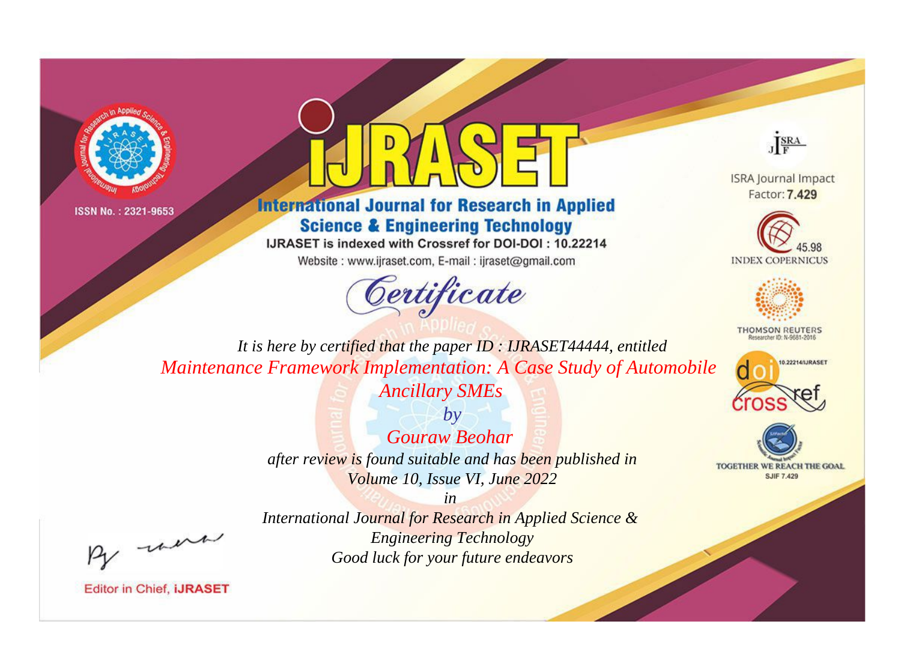ISSN No. : 2321-9653

# IJRASET

## International Journal for Research in Applied Science & Engineering Technology

IJRASET is indexed with Crossref for DOI-DOI : 10.22214

Website : www.ijraset.com, E-mail : ijraset@gmail.com

ISRA Journal Impact Factor: **7.429**

45.98 INDEX COPERNICUS

THOMSON REUTERS Researcher ID: N-9681-2016

10.22214/IJRASET

TOGETHER WE REACH THE GOAL SJIF 7.429

# *Certificate*

*It is here by certified that the paper ID : IJRASET44444, entitled*

*Maintenance Framework Implementation: A Case Study of Automobile Ancillary SMEs*

*by*

*Gouraw Beohar*

*after review is found suitable and has been published in*

*Volume 10, Issue VI, June 2022*

*in*

*International Journal for Research in Applied Science & Engineering Technology*

*Good luck for your future endeavors*

Editor in Chief, **iJRASET**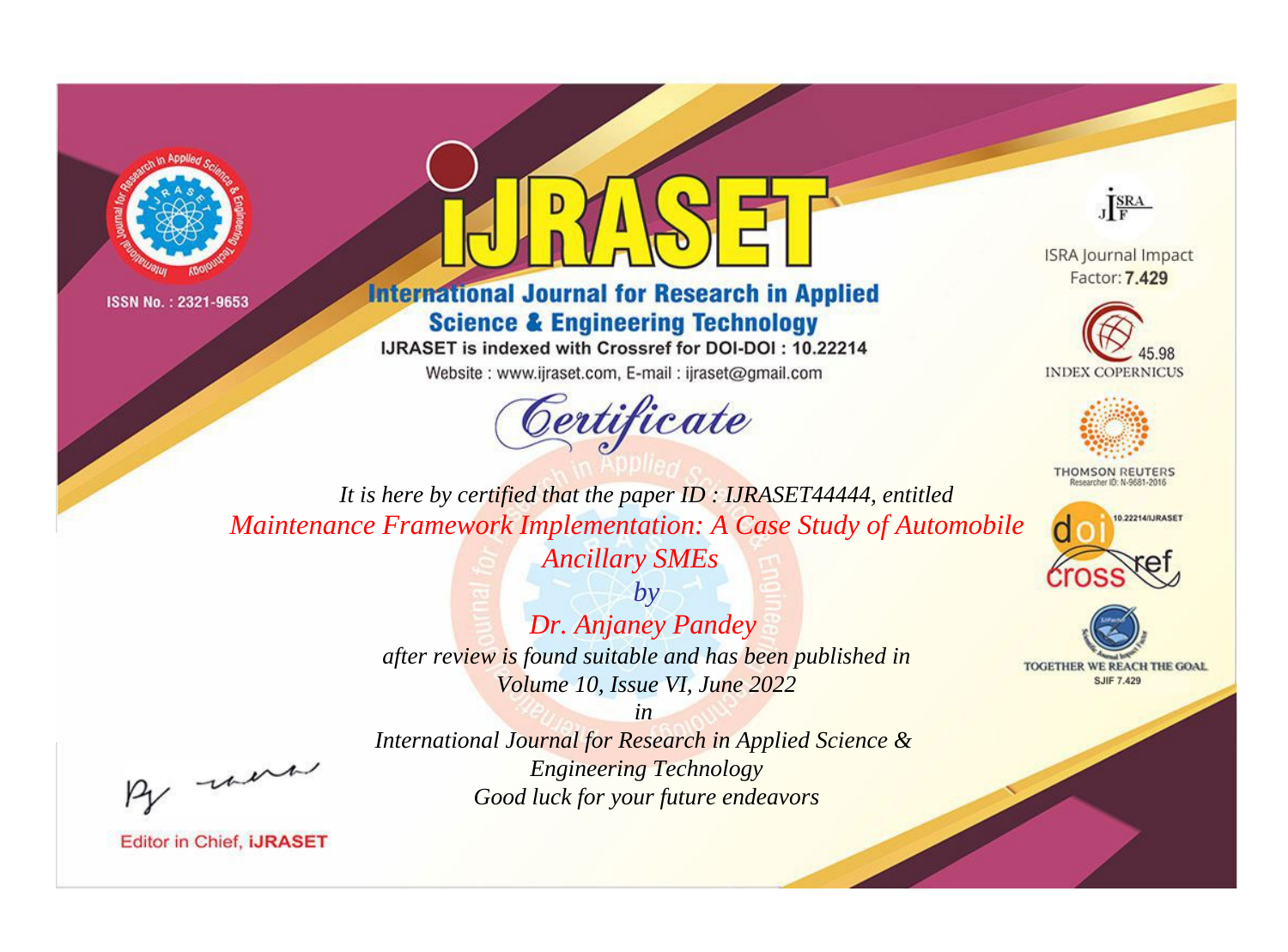ISSN No. : 2321-9653

# iJRASET

## International Journal for Research in Applied Science & Engineering Technology

IJRASET is indexed with Crossref for DOI-DOI : 10.22214

Website : www.ijraset.com, E-mail : ijraset@gmail.com

ISRA Journal Impact Factor: **7.429**

45.98 INDEX COPERNICUS

THOMSON REUTERS Researcher ID: N-9681-2016

10.22214/IJRASET

TOGETHER WE REACH THE GOAL SJIF 7.429

*Certificate*

*It is here by certified that the paper ID : IJRASET44444, entitled*

*Maintenance Framework Implementation: A Case Study of Automobile Ancillary SMEs*

*by*

*Dr. Anjaney Pandey*

*after review is found suitable and has been published in*

*Volume 10, Issue VI, June 2022*

*in*

*International Journal for Research in Applied Science & Engineering Technology*

*Good luck for your future endeavors*

Editor in Chief, **iJRASET**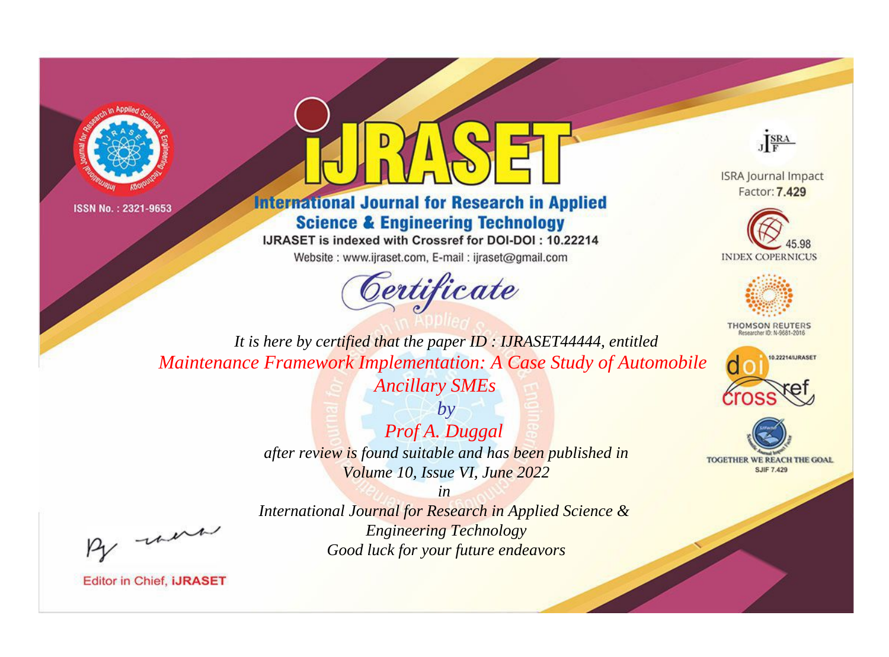ISSN No. : 2321-9653

# iJRASET

## International Journal for Research in Applied Science & Engineering Technology

IJRASET is indexed with Crossref for DOI-DOI : 10.22214

Website : www.ijraset.com, E-mail : ijraset@gmail.com

ISRA Journal Impact Factor: **7.429**

45.98 INDEX COPERNICUS

THOMSON REUTERS Researcher ID: N-9681-2016

10.22214/IJRASET

TOGETHER WE REACH THE GOAL SJIF 7.429

# *Certificate*

*It is here by certified that the paper ID : IJRASET44444, entitled*

*Maintenance Framework Implementation: A Case Study of Automobile Ancillary SMEs*

*by*

*Prof A. Duggal*

*after review is found suitable and has been published in*

*Volume 10, Issue VI, June 2022*

*in*

*International Journal for Research in Applied Science & Engineering Technology*

*Good luck for your future endeavors*

Editor in Chief, **iJRASET**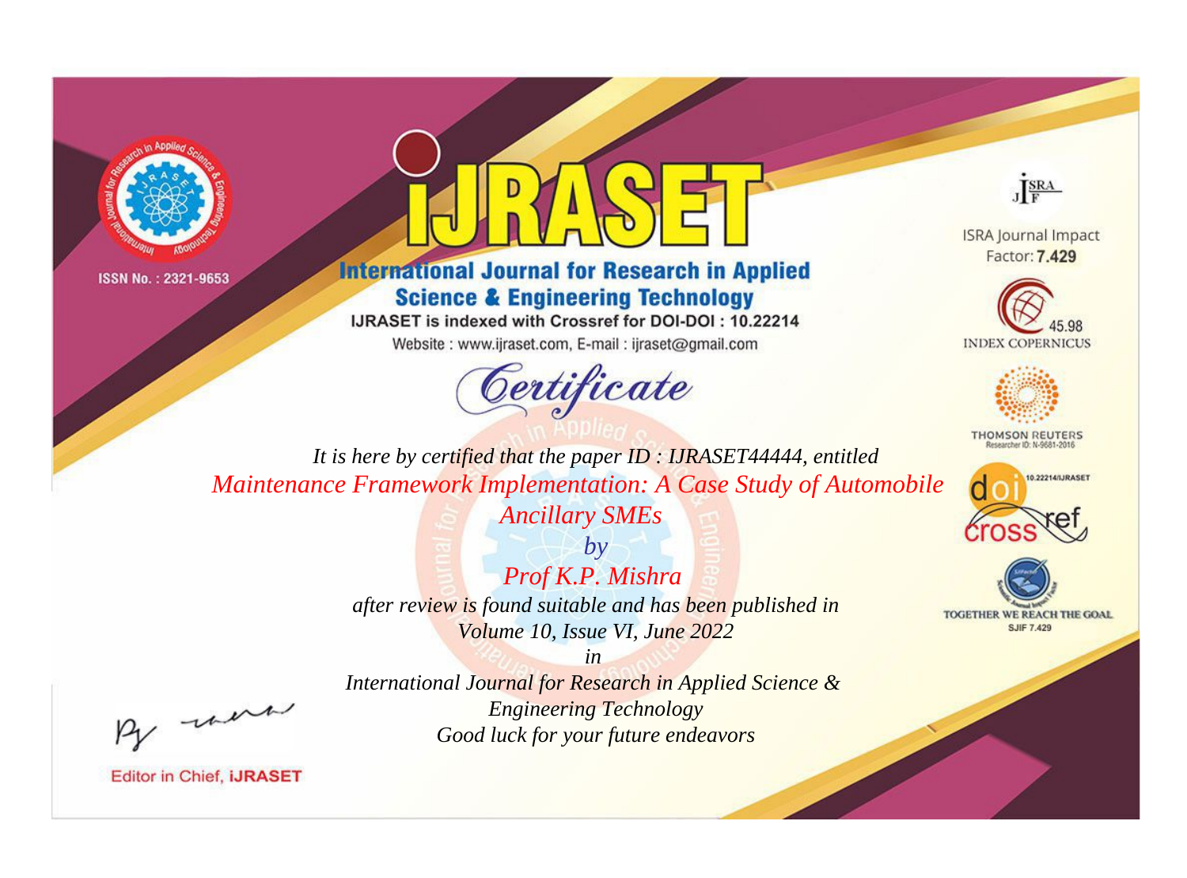ISSN No. : 2321-9653

# IJRASET

## International Journal for Research in Applied Science & Engineering Technology

IJRASET is indexed with Crossref for DOI-DOI : 10.22214

Website : www.ijraset.com, E-mail : ijraset@gmail.com

ISRA Journal Impact Factor: **7.429**

45.98 INDEX COPERNICUS

THOMSON REUTERS Researcher ID: N-9681-2016

10.22214/IJRASET

TOGETHER WE REACH THE GOAL SJIF 7.429

# *Certificate*

*It is here by certified that the paper ID : IJRASET44444, entitled*

*Maintenance Framework Implementation: A Case Study of Automobile Ancillary SMEs*

*by*

*Prof K.P. Mishra*

*after review is found suitable and has been published in*

*Volume 10, Issue VI, June 2022*

*in*

*International Journal for Research in Applied Science & Engineering Technology*

*Good luck for your future endeavors*

Editor in Chief, **iJRASET**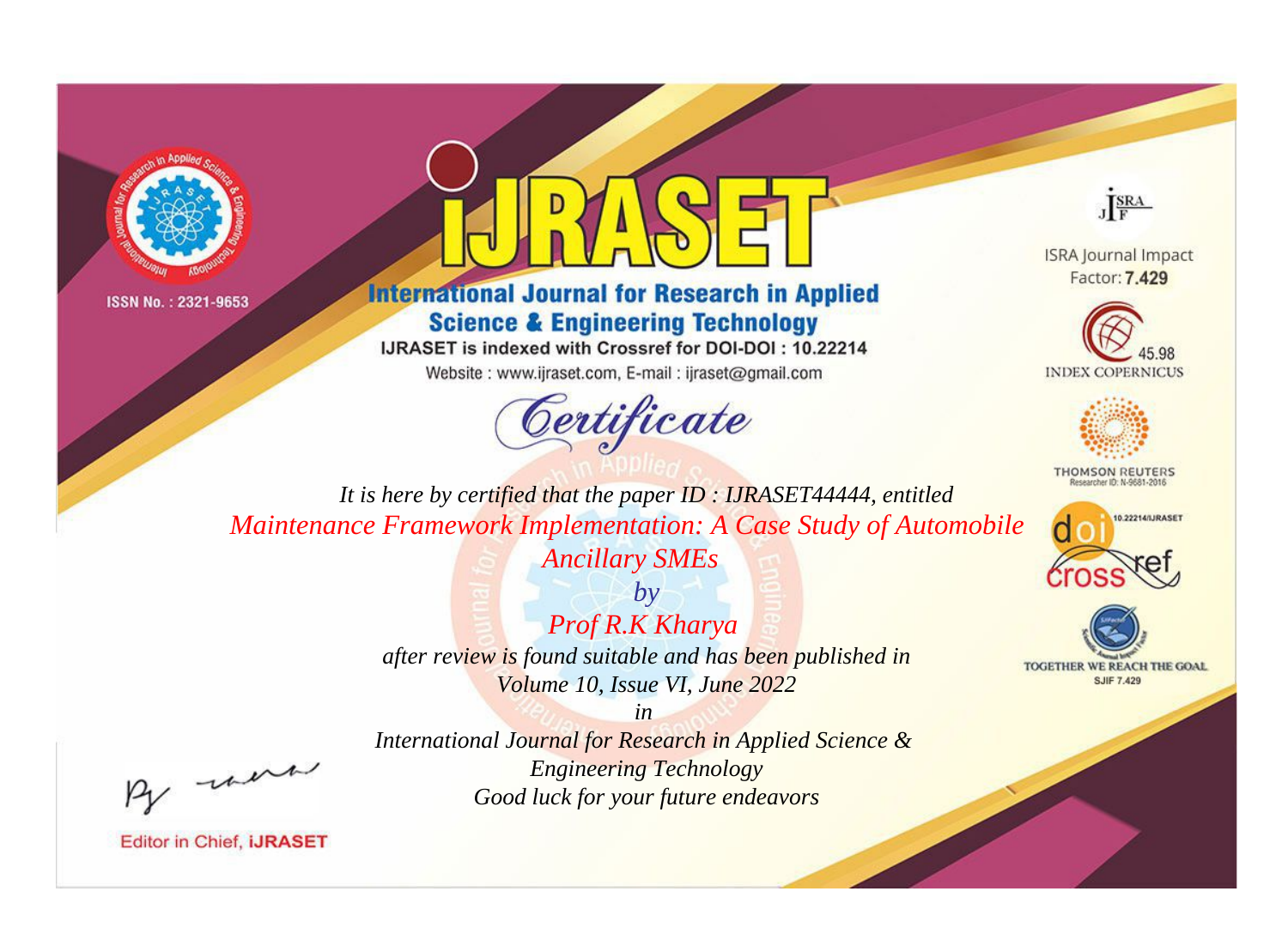ISSN No. : 2321-9653

# IJRASET

## International Journal for Research in Applied Science & Engineering Technology

IJRASET is indexed with Crossref for DOI-DOI : 10.22214

Website : www.ijraset.com, E-mail : ijraset@gmail.com

*Certificate*

*It is here by certified that the paper ID : IJRASET44444, entitled*

*Maintenance Framework Implementation: A Case Study of Automobile Ancillary SMEs*

*by*

*Prof R.K Kharya*

*after review is found suitable and has been published in*

*Volume 10, Issue VI, June 2022*

*in*

*International Journal for Research in Applied Science & Engineering Technology*

*Good luck for your future endeavors*

ISRA Journal Impact Factor: **7.429**

45.98 INDEX COPERNICUS

THOMSON REUTERS Researcher ID: N-9681-2016

10.22214/IJRASET

TOGETHER WE REACH THE GOAL SJIF 7.429

Editor in Chief, **iJRASET**